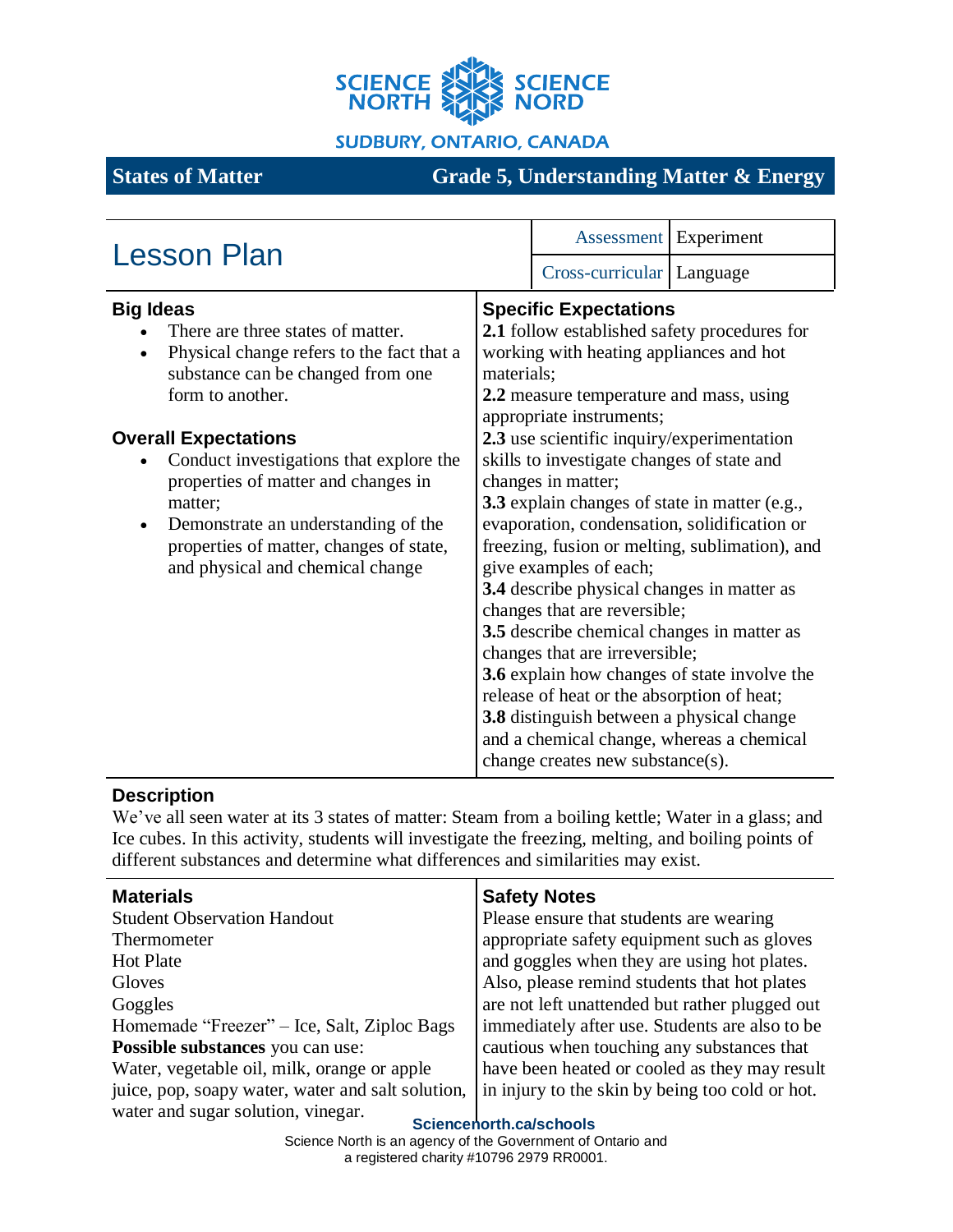SCIENCE NORTH SCIENCE NORD

SUDBURY, ONTARIO, CANADA

**States of Matter** — **Grade 5, Understanding Matter & Energy**

# Lesson Plan

| | |
|---|---|
| Assessment | Experiment |
| Cross-curricular | Language |

## Big Ideas

- There are three states of matter.
- Physical change refers to the fact that a substance can be changed from one form to another.

## Overall Expectations

- Conduct investigations that explore the properties of matter and changes in matter;
- Demonstrate an understanding of the properties of matter, changes of state, and physical and chemical change

## Specific Expectations

**2.1** follow established safety procedures for working with heating appliances and hot materials;
**2.2** measure temperature and mass, using appropriate instruments;
**2.3** use scientific inquiry/experimentation skills to investigate changes of state and changes in matter;
**3.3** explain changes of state in matter (e.g., evaporation, condensation, solidification or freezing, fusion or melting, sublimation), and give examples of each;
**3.4** describe physical changes in matter as changes that are reversible;
**3.5** describe chemical changes in matter as changes that are irreversible;
**3.6** explain how changes of state involve the release of heat or the absorption of heat;
**3.8** distinguish between a physical change and a chemical change, whereas a chemical change creates new substance(s).

## Description

We've all seen water at its 3 states of matter: Steam from a boiling kettle; Water in a glass; and Ice cubes. In this activity, students will investigate the freezing, melting, and boiling points of different substances and determine what differences and similarities may exist.

## Materials

Student Observation Handout
Thermometer
Hot Plate
Gloves
Goggles
Homemade "Freezer" – Ice, Salt, Ziploc Bags
**Possible substances** you can use:
Water, vegetable oil, milk, orange or apple juice, pop, soapy water, water and salt solution, water and sugar solution, vinegar.

## Safety Notes

Please ensure that students are wearing appropriate safety equipment such as gloves and goggles when they are using hot plates. Also, please remind students that hot plates are not left unattended but rather plugged out immediately after use. Students are also to be cautious when touching any substances that have been heated or cooled as they may result in injury to the skin by being too cold or hot.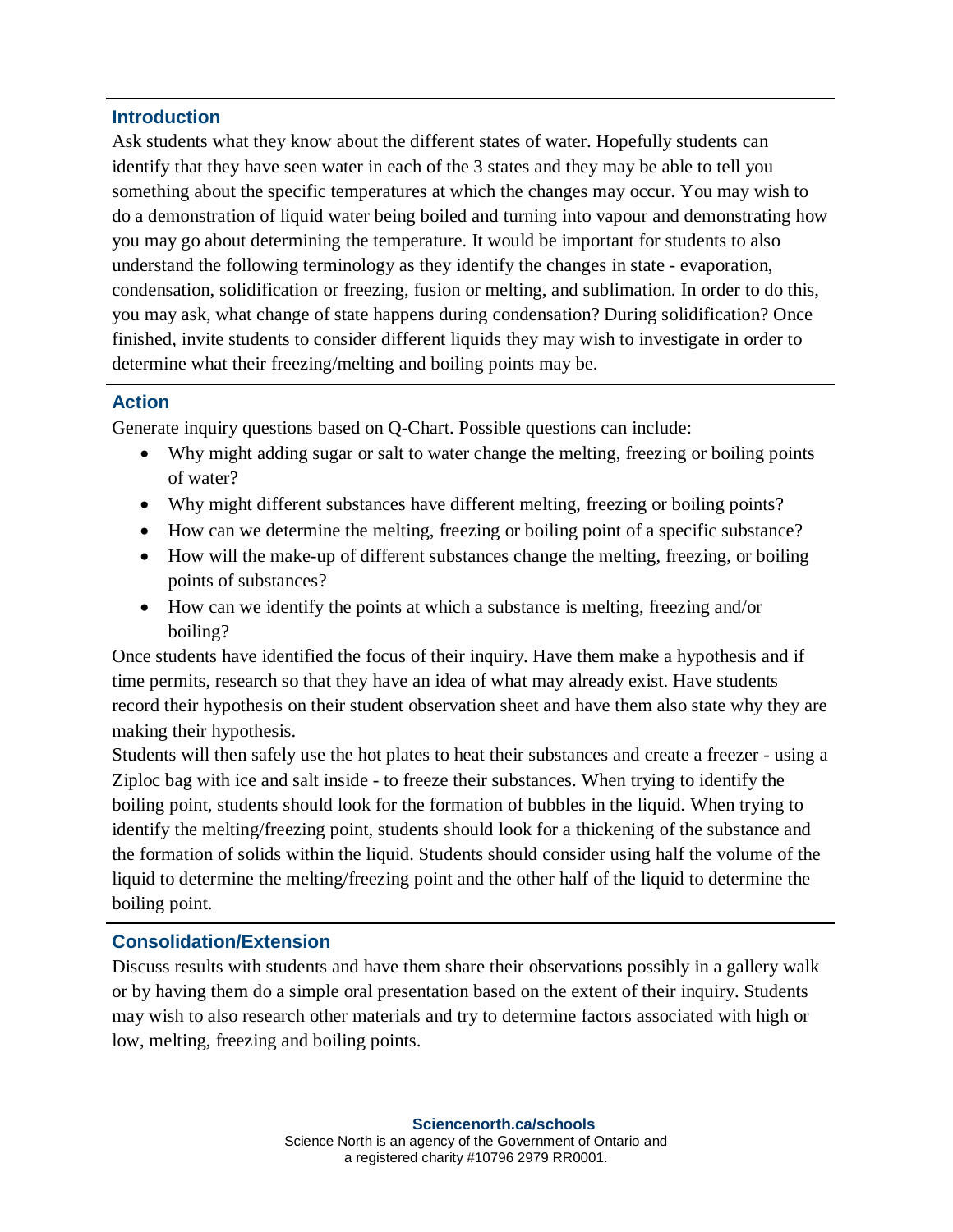## Introduction

Ask students what they know about the different states of water. Hopefully students can identify that they have seen water in each of the 3 states and they may be able to tell you something about the specific temperatures at which the changes may occur. You may wish to do a demonstration of liquid water being boiled and turning into vapour and demonstrating how you may go about determining the temperature. It would be important for students to also understand the following terminology as they identify the changes in state - evaporation, condensation, solidification or freezing, fusion or melting, and sublimation. In order to do this, you may ask, what change of state happens during condensation? During solidification? Once finished, invite students to consider different liquids they may wish to investigate in order to determine what their freezing/melting and boiling points may be.

## Action

Generate inquiry questions based on Q-Chart. Possible questions can include:

- Why might adding sugar or salt to water change the melting, freezing or boiling points of water?
- Why might different substances have different melting, freezing or boiling points?
- How can we determine the melting, freezing or boiling point of a specific substance?
- How will the make-up of different substances change the melting, freezing, or boiling points of substances?
- How can we identify the points at which a substance is melting, freezing and/or boiling?

Once students have identified the focus of their inquiry. Have them make a hypothesis and if time permits, research so that they have an idea of what may already exist. Have students record their hypothesis on their student observation sheet and have them also state why they are making their hypothesis.

Students will then safely use the hot plates to heat their substances and create a freezer - using a Ziploc bag with ice and salt inside - to freeze their substances. When trying to identify the boiling point, students should look for the formation of bubbles in the liquid. When trying to identify the melting/freezing point, students should look for a thickening of the substance and the formation of solids within the liquid. Students should consider using half the volume of the liquid to determine the melting/freezing point and the other half of the liquid to determine the boiling point.

## Consolidation/Extension

Discuss results with students and have them share their observations possibly in a gallery walk or by having them do a simple oral presentation based on the extent of their inquiry. Students may wish to also research other materials and try to determine factors associated with high or low, melting, freezing and boiling points.

**Sciencenorth.ca/schools**
Science North is an agency of the Government of Ontario and a registered charity #10796 2979 RR0001.